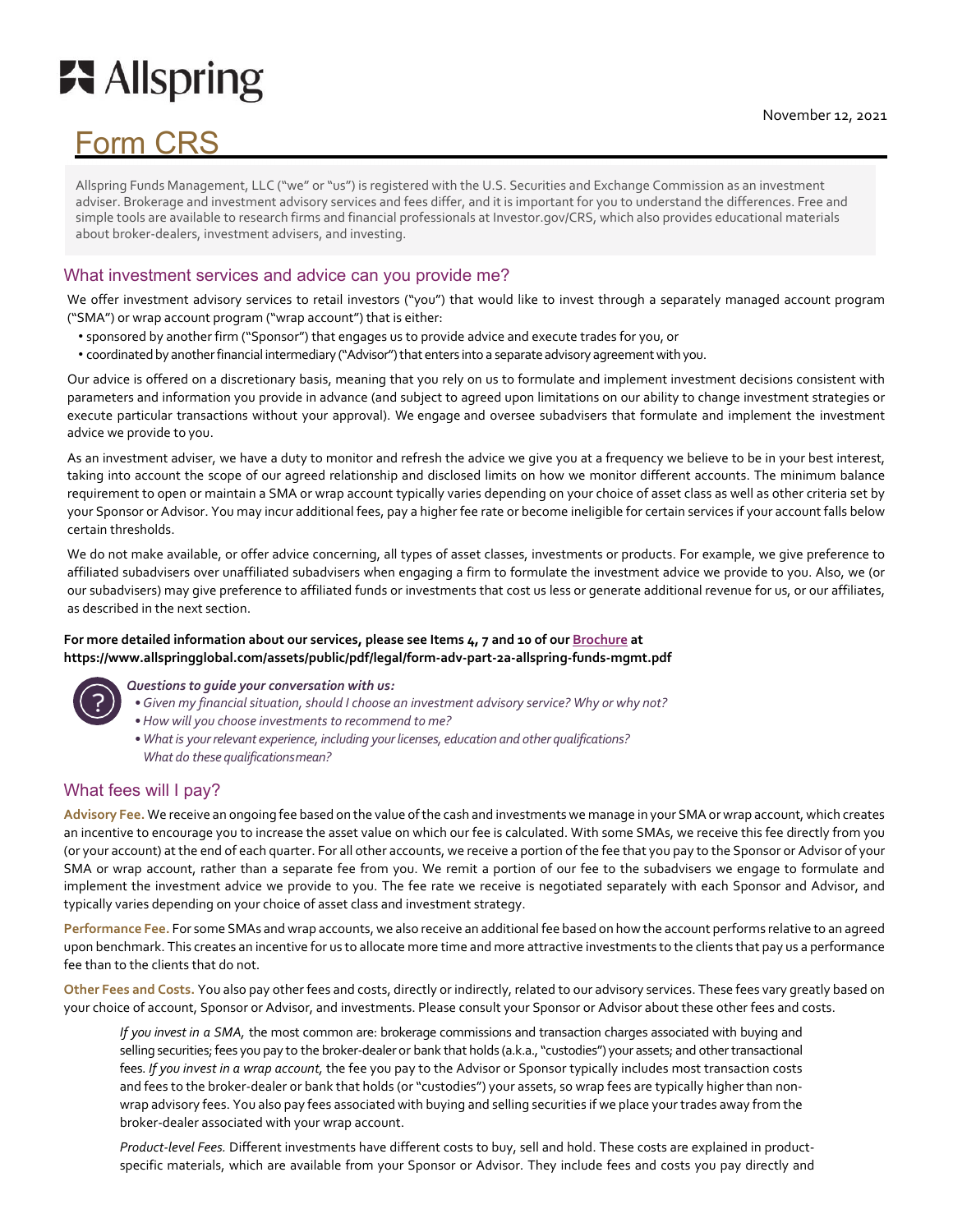Allspring

November 12, 2021

# Form CRS

Allspring Funds Management, LLC ("we" or "us") is registered with the U.S. Securities and Exchange Commission as an investment adviser. Brokerage and investment advisory services and fees differ, and it is important for you to understand the differences. Free and simple tools are available to research firms and financial professionals at Investor.gov/CRS, which also provides educational materials about broker-dealers, investment advisers, and investing.

## What investment services and advice can you provide me?

We offer investment advisory services to retail investors ("you") that would like to invest through a separately managed account program ("SMA") or wrap account program ("wrap account") that is either:

- sponsored by another firm ("Sponsor") that engages us to provide advice and execute trades for you, or
- coordinated by another financial intermediary ("Advisor") that enters into a separate advisory agreement with you.

Our advice is offered on a discretionary basis, meaning that you rely on us to formulate and implement investment decisions consistent with parameters and information you provide in advance (and subject to agreed upon limitations on our ability to change investment strategies or execute particular transactions without your approval). We engage and oversee subadvisers that formulate and implement the investment advice we provide to you.

As an investment adviser, we have a duty to monitor and refresh the advice we give you at a frequency we believe to be in your best interest, taking into account the scope of our agreed relationship and disclosed limits on how we monitor different accounts. The minimum balance requirement to open or maintain a SMA or wrap account typically varies depending on your choice of asset class as well as other criteria set by your Sponsor or Advisor. You may incur additional fees, pay a higher fee rate or become ineligible for certain services if your account falls below certain thresholds.

We do not make available, or offer advice concerning, all types of asset classes, investments or products. For example, we give preference to affiliated subadvisers over unaffiliated subadvisers when engaging a firm to formulate the investment advice we provide to you. Also, we (or our subadvisers) may give preference to affiliated funds or investments that cost us less or generate additional revenue for us, or our affiliates, as described in the next section.

**For more detailed information about our services, please see Items 4, 7 and 10 of our Brochure at https://www.allspringglobal.com/assets/public/pdf/legal/form-adv-part-2a-allspring-funds-mgmt.pdf**

***Questions to guide your conversation with us:***

- *Given my financial situation, should I choose an investment advisory service? Why or why not?*
- *How will you choose investments to recommend to me?*
- *What is your relevant experience, including your licenses, education and other qualifications? What do these qualifications mean?*

## What fees will I pay?

**Advisory Fee.** We receive an ongoing fee based on the value of the cash and investments we manage in your SMA or wrap account, which creates an incentive to encourage you to increase the asset value on which our fee is calculated. With some SMAs, we receive this fee directly from you (or your account) at the end of each quarter. For all other accounts, we receive a portion of the fee that you pay to the Sponsor or Advisor of your SMA or wrap account, rather than a separate fee from you. We remit a portion of our fee to the subadvisers we engage to formulate and implement the investment advice we provide to you. The fee rate we receive is negotiated separately with each Sponsor and Advisor, and typically varies depending on your choice of asset class and investment strategy.

**Performance Fee.** For some SMAs and wrap accounts, we also receive an additional fee based on how the account performs relative to an agreed upon benchmark. This creates an incentive for us to allocate more time and more attractive investments to the clients that pay us a performance fee than to the clients that do not.

**Other Fees and Costs.** You also pay other fees and costs, directly or indirectly, related to our advisory services. These fees vary greatly based on your choice of account, Sponsor or Advisor, and investments. Please consult your Sponsor or Advisor about these other fees and costs.

*If you invest in a SMA,* the most common are: brokerage commissions and transaction charges associated with buying and selling securities; fees you pay to the broker-dealer or bank that holds (a.k.a., "custodies") your assets; and other transactional fees. *If you invest in a wrap account,* the fee you pay to the Advisor or Sponsor typically includes most transaction costs and fees to the broker-dealer or bank that holds (or "custodies") your assets, so wrap fees are typically higher than non-wrap advisory fees. You also pay fees associated with buying and selling securities if we place your trades away from the broker-dealer associated with your wrap account.

*Product-level Fees.* Different investments have different costs to buy, sell and hold. These costs are explained in product-specific materials, which are available from your Sponsor or Advisor. They include fees and costs you pay directly and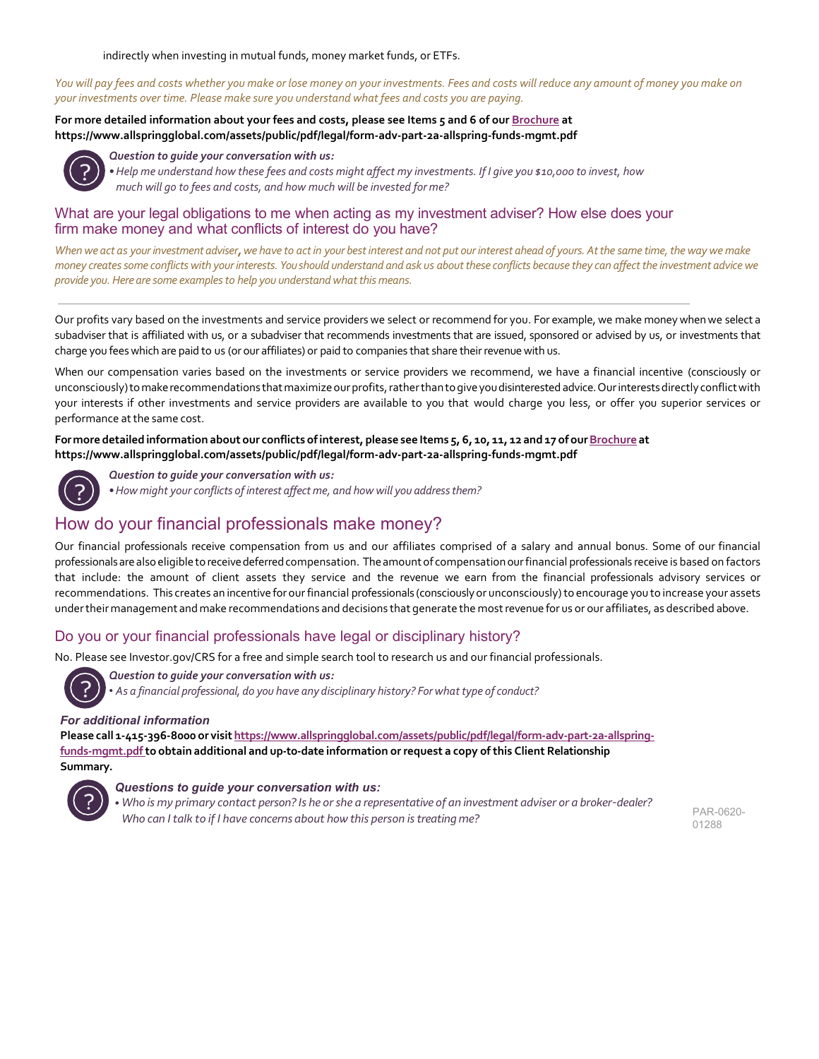indirectly when investing in mutual funds, money market funds, or ETFs.

*You will pay fees and costs whether you make or lose money on your investments. Fees and costs will reduce any amount of money you make on your investments over time. Please make sure you understand what fees and costs you are paying.*

**For more detailed information about your fees and costs, please see Items 5 and 6 of our [Brochure](https://www.allspringglobal.com/assets/public/pdf/legal/form-adv-part-2a-allspring-funds-mgmt.pdf) at https://www.allspringglobal.com/assets/public/pdf/legal/form-adv-part-2a-allspring-funds-mgmt.pdf**

***Question to guide your conversation with us:***

- *Help me understand how these fees and costs might affect my investments. If I give you $10,000 to invest, how much will go to fees and costs, and how much will be invested for me?*

## What are your legal obligations to me when acting as my investment adviser? How else does your firm make money and what conflicts of interest do you have?

*When we act as your investment adviser, we have to act in your best interest and not put our interest ahead of yours. At the same time, the way we make money creates some conflicts with your interests. You should understand and ask us about these conflicts because they can affect the investment advice we provide you. Here are some examples to help you understand what this means.*

Our profits vary based on the investments and service providers we select or recommend for you. For example, we make money when we select a subadviser that is affiliated with us, or a subadviser that recommends investments that are issued, sponsored or advised by us, or investments that charge you fees which are paid to us (or our affiliates) or paid to companies that share their revenue with us.

When our compensation varies based on the investments or service providers we recommend, we have a financial incentive (consciously or unconsciously) to make recommendations that maximize our profits, rather than to give you disinterested advice. Our interests directly conflict with your interests if other investments and service providers are available to you that would charge you less, or offer you superior services or performance at the same cost.

**For more detailed information about our conflicts of interest, please see Items 5, 6, 10, 11, 12 and 17 of our [Brochure](https://www.allspringglobal.com/assets/public/pdf/legal/form-adv-part-2a-allspring-funds-mgmt.pdf) at https://www.allspringglobal.com/assets/public/pdf/legal/form-adv-part-2a-allspring-funds-mgmt.pdf**

***Question to guide your conversation with us:***

- *How might your conflicts of interest affect me, and how will you address them?*

## How do your financial professionals make money?

Our financial professionals receive compensation from us and our affiliates comprised of a salary and annual bonus. Some of our financial professionals are also eligible to receive deferred compensation. The amount of compensation our financial professionals receive is based on factors that include: the amount of client assets they service and the revenue we earn from the financial professionals advisory services or recommendations. This creates an incentive for our financial professionals (consciously or unconsciously) to encourage you to increase your assets under their management and make recommendations and decisions that generate the most revenue for us or our affiliates, as described above.

## Do you or your financial professionals have legal or disciplinary history?

No. Please see Investor.gov/CRS for a free and simple search tool to research us and our financial professionals.

***Question to guide your conversation with us:***

- *As a financial professional, do you have any disciplinary history? For what type of conduct?*

***For additional information***

**Please call 1-415-396-8000 or visit [https://www.allspringglobal.com/assets/public/pdf/legal/form-adv-part-2a-allspring-funds-mgmt.pdf](https://www.allspringglobal.com/assets/public/pdf/legal/form-adv-part-2a-allspring-funds-mgmt.pdf) to obtain additional and up-to-date information or request a copy of this Client Relationship Summary.**

***Questions to guide your conversation with us:***

- *Who is my primary contact person? Is he or she a representative of an investment adviser or a broker-dealer? Who can I talk to if I have concerns about how this person is treating me?*

PAR-0620-01288